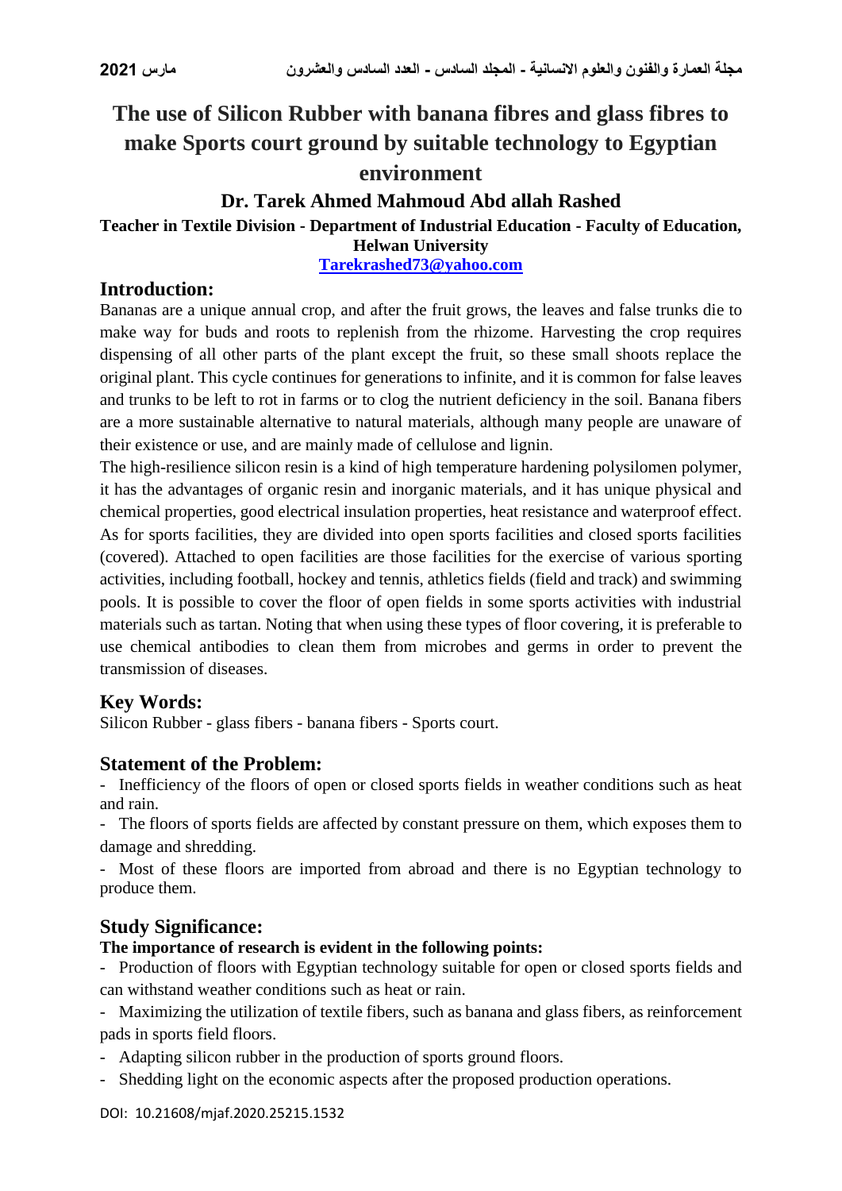# The use of Silicon Rubber with banana fibres and glass fibres to make Sports court ground by suitable technology to Egyptian environment

## Dr. Tarek Ahmed Mahmoud Abd allah Rashed

**Teacher in Textile Division - Department of Industrial Education - Faculty of Education, Helwan University**

**Tarekrashed73@yahoo.com**

## Introduction:

Bananas are a unique annual crop, and after the fruit grows, the leaves and false trunks die to make way for buds and roots to replenish from the rhizome. Harvesting the crop requires dispensing of all other parts of the plant except the fruit, so these small shoots replace the original plant. This cycle continues for generations to infinite, and it is common for false leaves and trunks to be left to rot in farms or to clog the nutrient deficiency in the soil. Banana fibers are a more sustainable alternative to natural materials, although many people are unaware of their existence or use, and are mainly made of cellulose and lignin.

The high-resilience silicon resin is a kind of high temperature hardening polysilomen polymer, it has the advantages of organic resin and inorganic materials, and it has unique physical and chemical properties, good electrical insulation properties, heat resistance and waterproof effect.

As for sports facilities, they are divided into open sports facilities and closed sports facilities (covered). Attached to open facilities are those facilities for the exercise of various sporting activities, including football, hockey and tennis, athletics fields (field and track) and swimming pools. It is possible to cover the floor of open fields in some sports activities with industrial materials such as tartan. Noting that when using these types of floor covering, it is preferable to use chemical antibodies to clean them from microbes and germs in order to prevent the transmission of diseases.

## Key Words:

Silicon Rubber - glass fibers - banana fibers - Sports court.

## Statement of the Problem:

- Inefficiency of the floors of open or closed sports fields in weather conditions such as heat and rain.
- The floors of sports fields are affected by constant pressure on them, which exposes them to damage and shredding.
- Most of these floors are imported from abroad and there is no Egyptian technology to produce them.

## Study Significance:

**The importance of research is evident in the following points:**

- Production of floors with Egyptian technology suitable for open or closed sports fields and can withstand weather conditions such as heat or rain.
- Maximizing the utilization of textile fibers, such as banana and glass fibers, as reinforcement pads in sports field floors.
- Adapting silicon rubber in the production of sports ground floors.
- Shedding light on the economic aspects after the proposed production operations.

DOI: 10.21608/mjaf.2020.25215.1532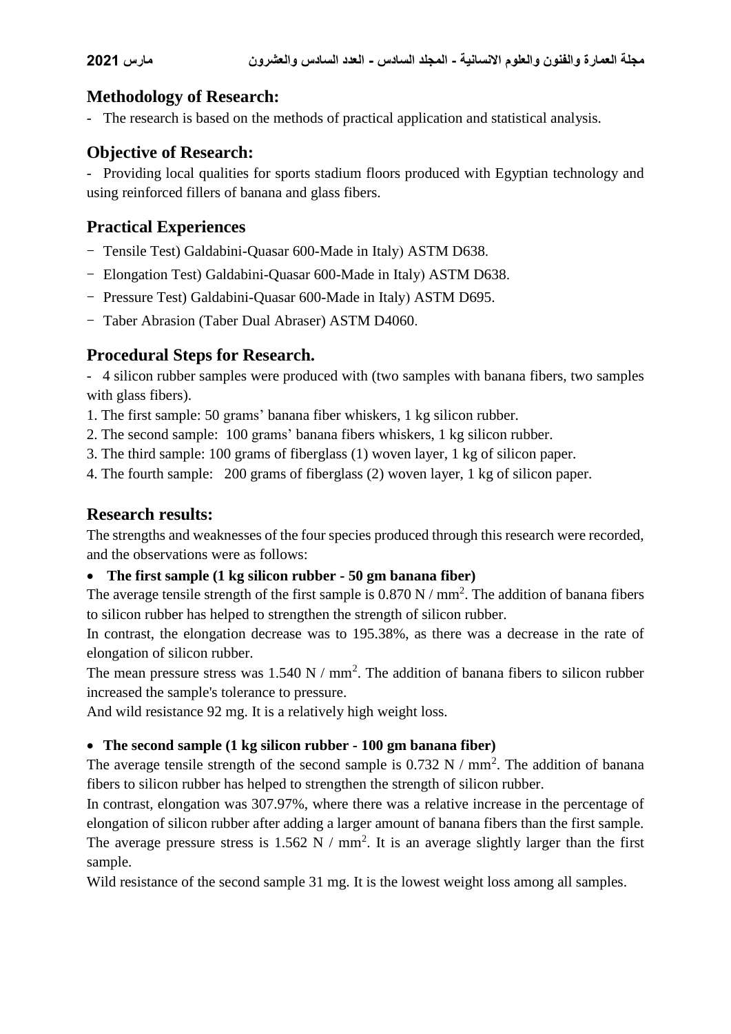## Methodology of Research:

- The research is based on the methods of practical application and statistical analysis.

## Objective of Research:

- Providing local qualities for sports stadium floors produced with Egyptian technology and using reinforced fillers of banana and glass fibers.

## Practical Experiences

- Tensile Test) Galdabini-Quasar 600-Made in Italy) ASTM D638.
- Elongation Test) Galdabini-Quasar 600-Made in Italy) ASTM D638.
- Pressure Test) Galdabini-Quasar 600-Made in Italy) ASTM D695.
- Taber Abrasion (Taber Dual Abraser) ASTM D4060.

## Procedural Steps for Research.

- 4 silicon rubber samples were produced with (two samples with banana fibers, two samples with glass fibers).

1. The first sample: 50 grams' banana fiber whiskers, 1 kg silicon rubber.
2. The second sample: 100 grams' banana fibers whiskers, 1 kg silicon rubber.
3. The third sample: 100 grams of fiberglass (1) woven layer, 1 kg of silicon paper.
4. The fourth sample: 200 grams of fiberglass (2) woven layer, 1 kg of silicon paper.

## Research results:

The strengths and weaknesses of the four species produced through this research were recorded, and the observations were as follows:

- **The first sample (1 kg silicon rubber - 50 gm banana fiber)**

The average tensile strength of the first sample is 0.870 N / $mm^2$. The addition of banana fibers to silicon rubber has helped to strengthen the strength of silicon rubber.

In contrast, the elongation decrease was to 195.38%, as there was a decrease in the rate of elongation of silicon rubber.

The mean pressure stress was 1.540 N / $mm^2$. The addition of banana fibers to silicon rubber increased the sample's tolerance to pressure.

And wild resistance 92 mg. It is a relatively high weight loss.

- **The second sample (1 kg silicon rubber - 100 gm banana fiber)**

The average tensile strength of the second sample is 0.732 N / $mm^2$. The addition of banana fibers to silicon rubber has helped to strengthen the strength of silicon rubber.

In contrast, elongation was 307.97%, where there was a relative increase in the percentage of elongation of silicon rubber after adding a larger amount of banana fibers than the first sample.

The average pressure stress is 1.562 N / $mm^2$. It is an average slightly larger than the first sample.

Wild resistance of the second sample 31 mg. It is the lowest weight loss among all samples.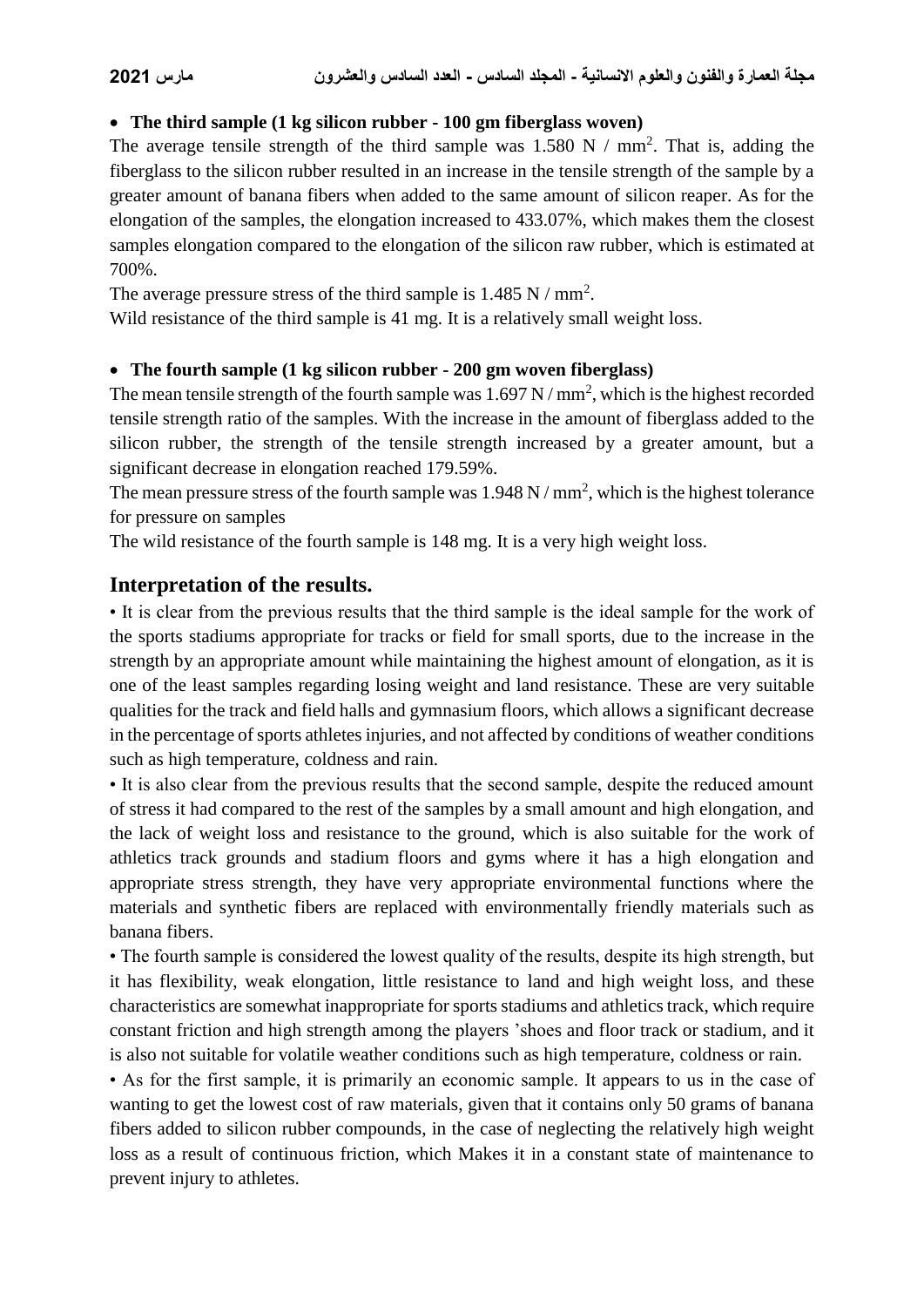- **The third sample (1 kg silicon rubber - 100 gm fiberglass woven)**

The average tensile strength of the third sample was 1.580 N / $mm^2$. That is, adding the fiberglass to the silicon rubber resulted in an increase in the tensile strength of the sample by a greater amount of banana fibers when added to the same amount of silicon reaper. As for the elongation of the samples, the elongation increased to 433.07%, which makes them the closest samples elongation compared to the elongation of the silicon raw rubber, which is estimated at 700%.

The average pressure stress of the third sample is 1.485 N / $mm^2$.

Wild resistance of the third sample is 41 mg. It is a relatively small weight loss.

- **The fourth sample (1 kg silicon rubber - 200 gm woven fiberglass)**

The mean tensile strength of the fourth sample was 1.697 N / $mm^2$, which is the highest recorded tensile strength ratio of the samples. With the increase in the amount of fiberglass added to the silicon rubber, the strength of the tensile strength increased by a greater amount, but a significant decrease in elongation reached 179.59%.

The mean pressure stress of the fourth sample was 1.948 N / $mm^2$, which is the highest tolerance for pressure on samples

The wild resistance of the fourth sample is 148 mg. It is a very high weight loss.

## Interpretation of the results.

• It is clear from the previous results that the third sample is the ideal sample for the work of the sports stadiums appropriate for tracks or field for small sports, due to the increase in the strength by an appropriate amount while maintaining the highest amount of elongation, as it is one of the least samples regarding losing weight and land resistance. These are very suitable qualities for the track and field halls and gymnasium floors, which allows a significant decrease in the percentage of sports athletes injuries, and not affected by conditions of weather conditions such as high temperature, coldness and rain.

• It is also clear from the previous results that the second sample, despite the reduced amount of stress it had compared to the rest of the samples by a small amount and high elongation, and the lack of weight loss and resistance to the ground, which is also suitable for the work of athletics track grounds and stadium floors and gyms where it has a high elongation and appropriate stress strength, they have very appropriate environmental functions where the materials and synthetic fibers are replaced with environmentally friendly materials such as banana fibers.

• The fourth sample is considered the lowest quality of the results, despite its high strength, but it has flexibility, weak elongation, little resistance to land and high weight loss, and these characteristics are somewhat inappropriate for sports stadiums and athletics track, which require constant friction and high strength among the players 'shoes and floor track or stadium, and it is also not suitable for volatile weather conditions such as high temperature, coldness or rain.

• As for the first sample, it is primarily an economic sample. It appears to us in the case of wanting to get the lowest cost of raw materials, given that it contains only 50 grams of banana fibers added to silicon rubber compounds, in the case of neglecting the relatively high weight loss as a result of continuous friction, which Makes it in a constant state of maintenance to prevent injury to athletes.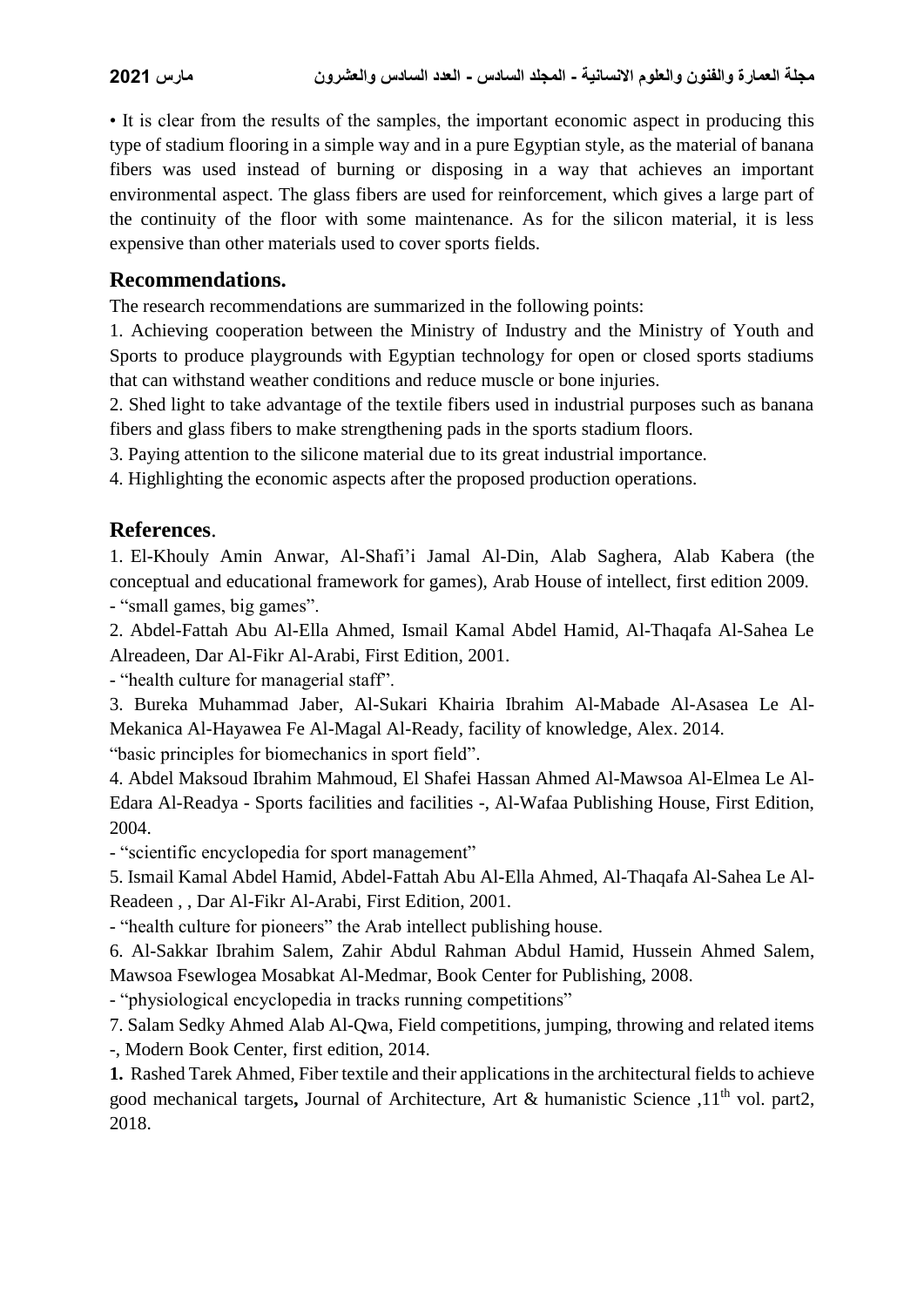• It is clear from the results of the samples, the important economic aspect in producing this type of stadium flooring in a simple way and in a pure Egyptian style, as the material of banana fibers was used instead of burning or disposing in a way that achieves an important environmental aspect. The glass fibers are used for reinforcement, which gives a large part of the continuity of the floor with some maintenance. As for the silicon material, it is less expensive than other materials used to cover sports fields.

## Recommendations.

The research recommendations are summarized in the following points:

1. Achieving cooperation between the Ministry of Industry and the Ministry of Youth and Sports to produce playgrounds with Egyptian technology for open or closed sports stadiums that can withstand weather conditions and reduce muscle or bone injuries.
2. Shed light to take advantage of the textile fibers used in industrial purposes such as banana fibers and glass fibers to make strengthening pads in the sports stadium floors.
3. Paying attention to the silicone material due to its great industrial importance.
4. Highlighting the economic aspects after the proposed production operations.

## References.

1. El-Khouly Amin Anwar, Al-Shafi'i Jamal Al-Din, Alab Saghera, Alab Kabera (the conceptual and educational framework for games), Arab House of intellect, first edition 2009.
- "small games, big games".

2. Abdel-Fattah Abu Al-Ella Ahmed, Ismail Kamal Abdel Hamid, Al-Thaqafa Al-Sahea Le Alreadeen, Dar Al-Fikr Al-Arabi, First Edition, 2001.
- "health culture for managerial staff".

3. Bureka Muhammad Jaber, Al-Sukari Khairia Ibrahim Al-Mabade Al-Asasea Le Al-Mekanica Al-Hayawea Fe Al-Magal Al-Ready, facility of knowledge, Alex. 2014.
"basic principles for biomechanics in sport field".

4. Abdel Maksoud Ibrahim Mahmoud, El Shafei Hassan Ahmed Al-Mawsoa Al-Elmea Le Al-Edara Al-Readya - Sports facilities and facilities -, Al-Wafaa Publishing House, First Edition, 2004.
- "scientific encyclopedia for sport management"

5. Ismail Kamal Abdel Hamid, Abdel-Fattah Abu Al-Ella Ahmed, Al-Thaqafa Al-Sahea Le Al-Readeen , , Dar Al-Fikr Al-Arabi, First Edition, 2001.
- "health culture for pioneers" the Arab intellect publishing house.

6. Al-Sakkar Ibrahim Salem, Zahir Abdul Rahman Abdul Hamid, Hussein Ahmed Salem, Mawsoa Fsewlogea Mosabkat Al-Medmar, Book Center for Publishing, 2008.
- "physiological encyclopedia in tracks running competitions"

7. Salam Sedky Ahmed Alab Al-Qwa, Field competitions, jumping, throwing and related items -, Modern Book Center, first edition, 2014.

**1.** Rashed Tarek Ahmed, Fiber textile and their applications in the architectural fields to achieve good mechanical targets**,** Journal of Architecture, Art & humanistic Science ,11th vol. part2, 2018.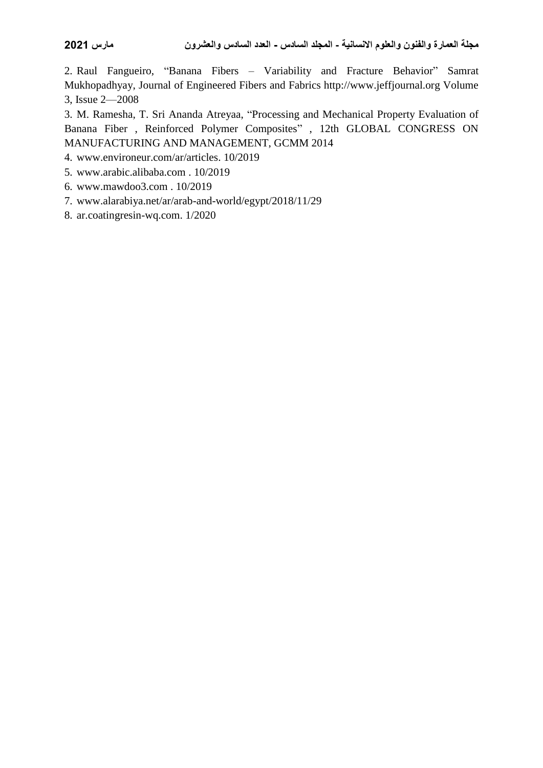2. Raul Fangueiro, "Banana Fibers – Variability and Fracture Behavior" Samrat Mukhopadhyay, Journal of Engineered Fibers and Fabrics http://www.jeffjournal.org Volume 3, Issue 2—2008

3. M. Ramesha, T. Sri Ananda Atreyaa, "Processing and Mechanical Property Evaluation of Banana Fiber , Reinforced Polymer Composites" , 12th GLOBAL CONGRESS ON MANUFACTURING AND MANAGEMENT, GCMM 2014

4. www.environeur.com/ar/articles. 10/2019
5. www.arabic.alibaba.com . 10/2019
6. www.mawdoo3.com . 10/2019
7. www.alarabiya.net/ar/arab-and-world/egypt/2018/11/29
8. ar.coatingresin-wq.com. 1/2020